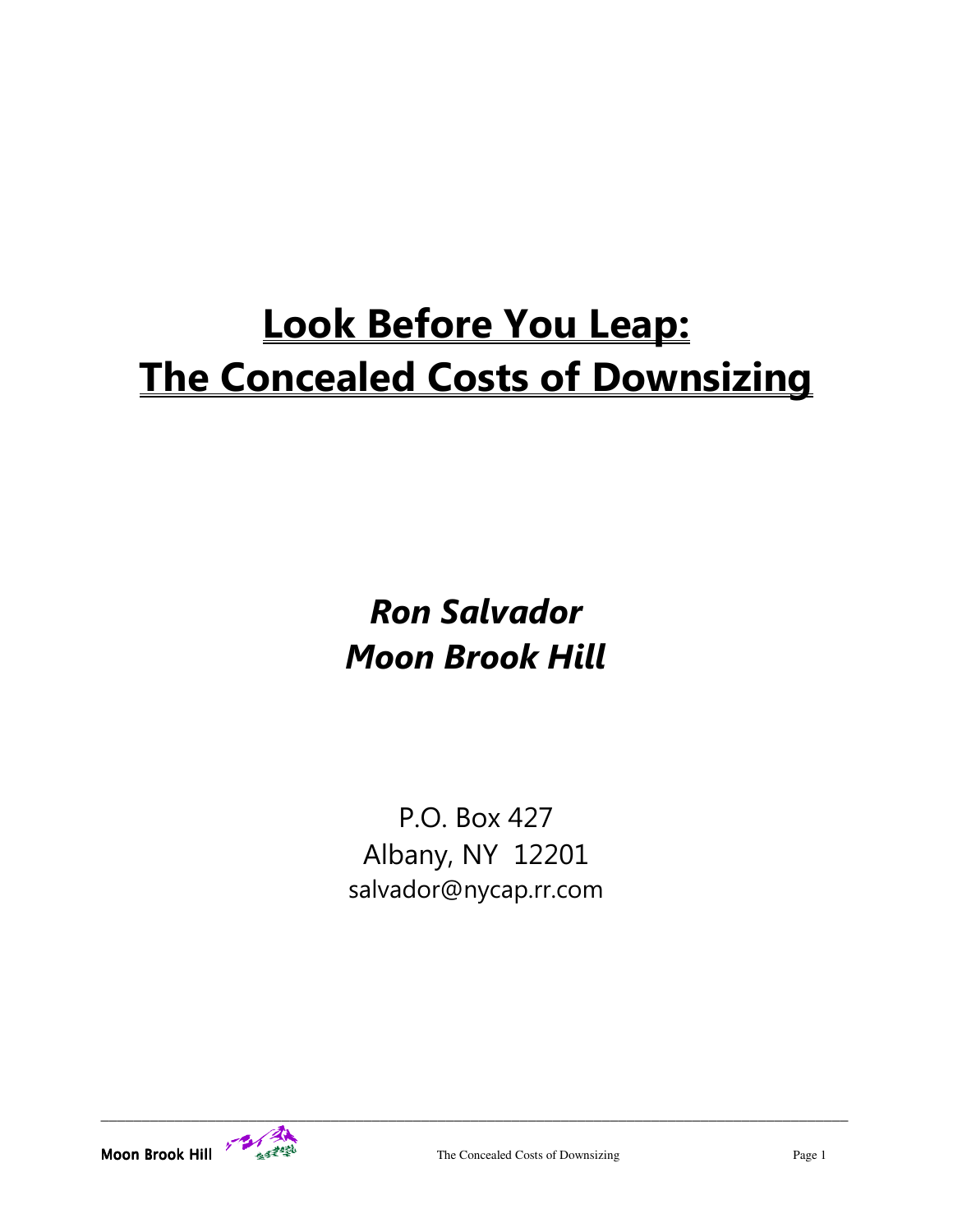# Look Before You Leap: The Concealed Costs of Downsizing

***Ron Salvador***
***Moon Brook Hill***

P.O. Box 427
Albany, NY 12201
salvador@nycap.rr.com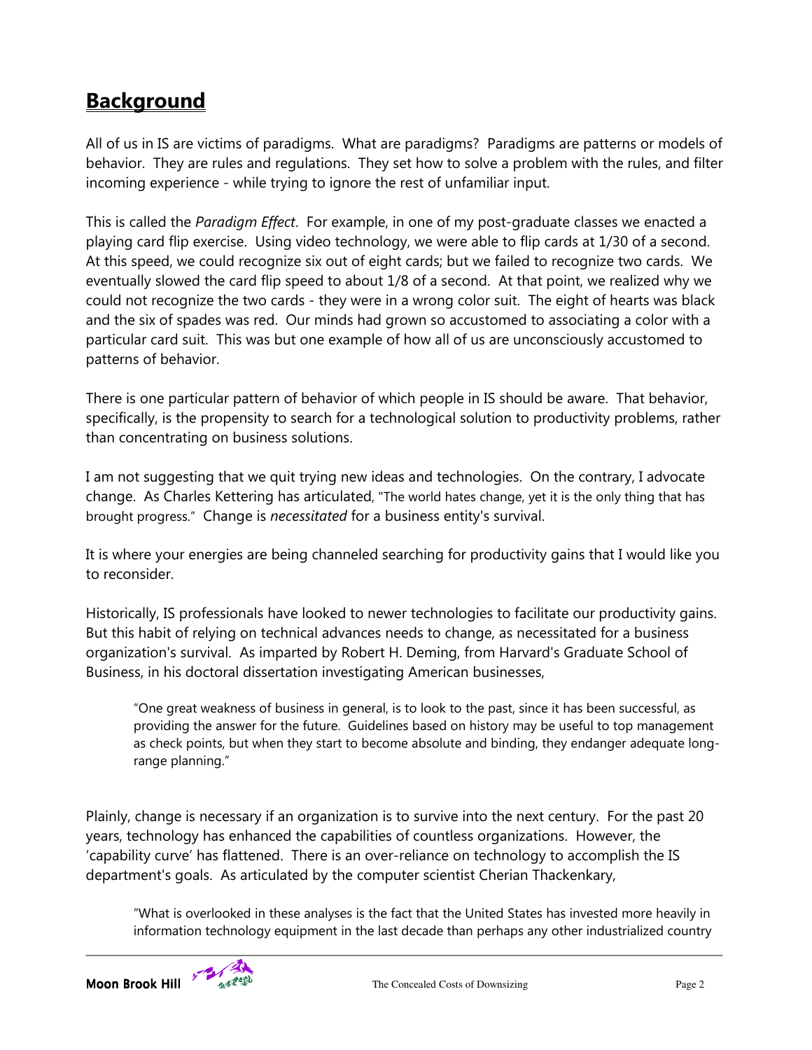## **Background**

All of us in IS are victims of paradigms. What are paradigms? Paradigms are patterns or models of behavior. They are rules and regulations. They set how to solve a problem with the rules, and filter incoming experience - while trying to ignore the rest of unfamiliar input.

This is called the *Paradigm Effect*. For example, in one of my post-graduate classes we enacted a playing card flip exercise. Using video technology, we were able to flip cards at 1/30 of a second. At this speed, we could recognize six out of eight cards; but we failed to recognize two cards. We eventually slowed the card flip speed to about 1/8 of a second. At that point, we realized why we could not recognize the two cards - they were in a wrong color suit. The eight of hearts was black and the six of spades was red. Our minds had grown so accustomed to associating a color with a particular card suit. This was but one example of how all of us are unconsciously accustomed to patterns of behavior.

There is one particular pattern of behavior of which people in IS should be aware. That behavior, specifically, is the propensity to search for a technological solution to productivity problems, rather than concentrating on business solutions.

I am not suggesting that we quit trying new ideas and technologies. On the contrary, I advocate change. As Charles Kettering has articulated, "The world hates change, yet it is the only thing that has brought progress." Change is *necessitated* for a business entity's survival.

It is where your energies are being channeled searching for productivity gains that I would like you to reconsider.

Historically, IS professionals have looked to newer technologies to facilitate our productivity gains. But this habit of relying on technical advances needs to change, as necessitated for a business organization's survival. As imparted by Robert H. Deming, from Harvard's Graduate School of Business, in his doctoral dissertation investigating American businesses,

> "One great weakness of business in general, is to look to the past, since it has been successful, as providing the answer for the future. Guidelines based on history may be useful to top management as check points, but when they start to become absolute and binding, they endanger adequate long-range planning."

Plainly, change is necessary if an organization is to survive into the next century. For the past 20 years, technology has enhanced the capabilities of countless organizations. However, the 'capability curve' has flattened. There is an over-reliance on technology to accomplish the IS department's goals. As articulated by the computer scientist Cherian Thackenkary,

> "What is overlooked in these analyses is the fact that the United States has invested more heavily in information technology equipment in the last decade than perhaps any other industrialized country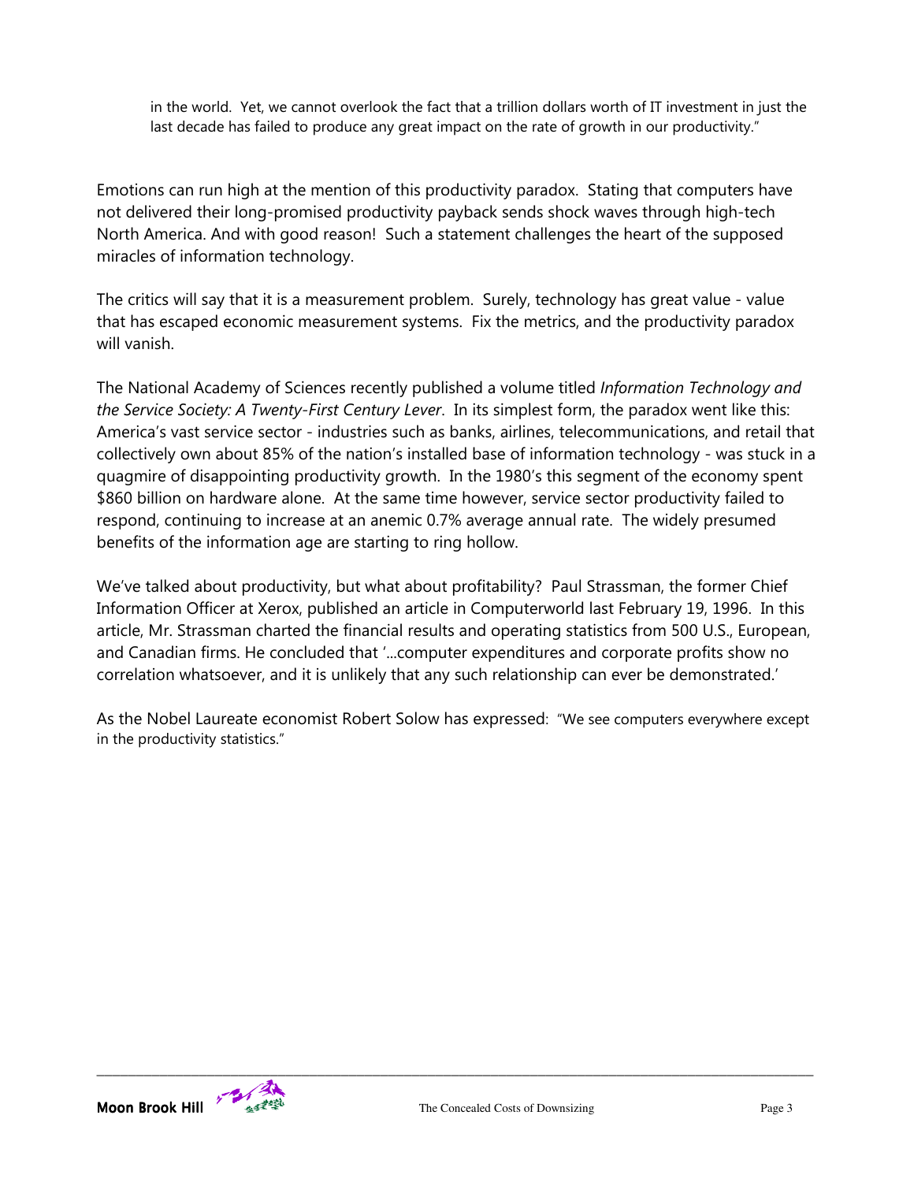in the world. Yet, we cannot overlook the fact that a trillion dollars worth of IT investment in just the last decade has failed to produce any great impact on the rate of growth in our productivity."

Emotions can run high at the mention of this productivity paradox. Stating that computers have not delivered their long-promised productivity payback sends shock waves through high-tech North America. And with good reason! Such a statement challenges the heart of the supposed miracles of information technology.

The critics will say that it is a measurement problem. Surely, technology has great value - value that has escaped economic measurement systems. Fix the metrics, and the productivity paradox will vanish.

The National Academy of Sciences recently published a volume titled *Information Technology and the Service Society: A Twenty-First Century Lever*. In its simplest form, the paradox went like this: America's vast service sector - industries such as banks, airlines, telecommunications, and retail that collectively own about 85% of the nation's installed base of information technology - was stuck in a quagmire of disappointing productivity growth. In the 1980's this segment of the economy spent $860 billion on hardware alone. At the same time however, service sector productivity failed to respond, continuing to increase at an anemic 0.7% average annual rate. The widely presumed benefits of the information age are starting to ring hollow.

We've talked about productivity, but what about profitability? Paul Strassman, the former Chief Information Officer at Xerox, published an article in Computerworld last February 19, 1996. In this article, Mr. Strassman charted the financial results and operating statistics from 500 U.S., European, and Canadian firms. He concluded that '...computer expenditures and corporate profits show no correlation whatsoever, and it is unlikely that any such relationship can ever be demonstrated.'

As the Nobel Laureate economist Robert Solow has expressed: "We see computers everywhere except in the productivity statistics."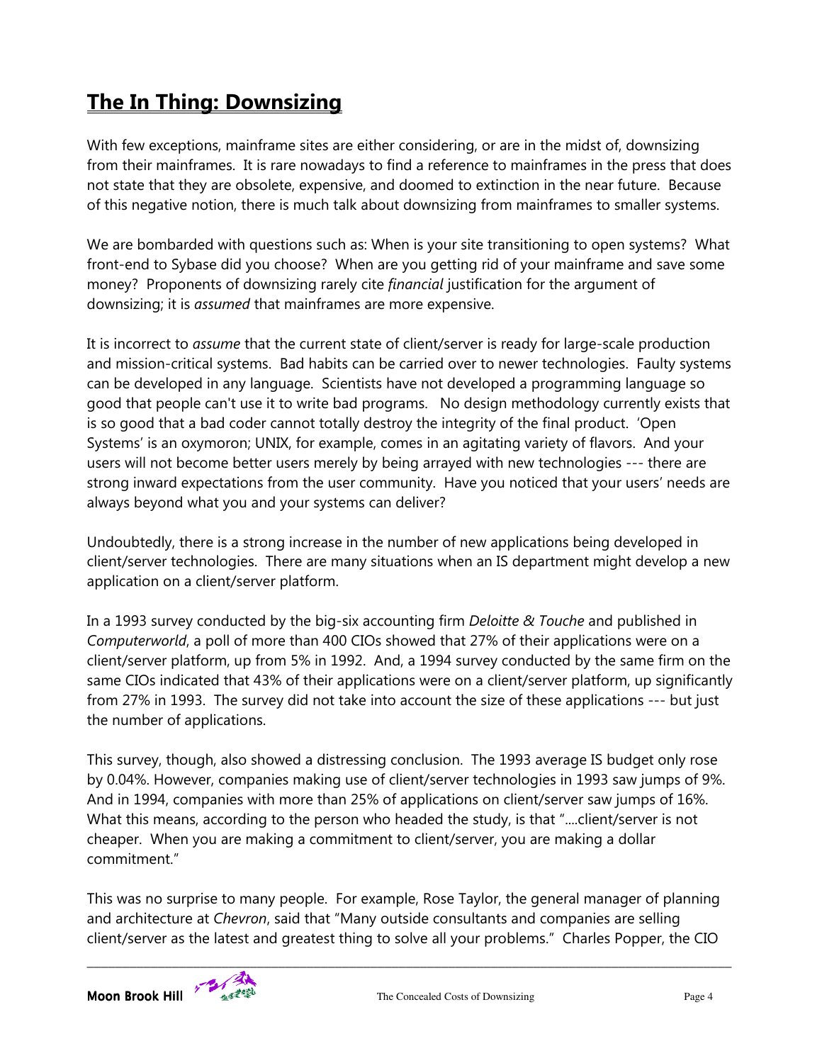## The In Thing: Downsizing

With few exceptions, mainframe sites are either considering, or are in the midst of, downsizing from their mainframes. It is rare nowadays to find a reference to mainframes in the press that does not state that they are obsolete, expensive, and doomed to extinction in the near future. Because of this negative notion, there is much talk about downsizing from mainframes to smaller systems.

We are bombarded with questions such as: When is your site transitioning to open systems? What front-end to Sybase did you choose? When are you getting rid of your mainframe and save some money? Proponents of downsizing rarely cite *financial* justification for the argument of downsizing; it is *assumed* that mainframes are more expensive.

It is incorrect to *assume* that the current state of client/server is ready for large-scale production and mission-critical systems. Bad habits can be carried over to newer technologies. Faulty systems can be developed in any language. Scientists have not developed a programming language so good that people can't use it to write bad programs. No design methodology currently exists that is so good that a bad coder cannot totally destroy the integrity of the final product. 'Open Systems' is an oxymoron; UNIX, for example, comes in an agitating variety of flavors. And your users will not become better users merely by being arrayed with new technologies --- there are strong inward expectations from the user community. Have you noticed that your users' needs are always beyond what you and your systems can deliver?

Undoubtedly, there is a strong increase in the number of new applications being developed in client/server technologies. There are many situations when an IS department might develop a new application on a client/server platform.

In a 1993 survey conducted by the big-six accounting firm *Deloitte & Touche* and published in *Computerworld*, a poll of more than 400 CIOs showed that 27% of their applications were on a client/server platform, up from 5% in 1992. And, a 1994 survey conducted by the same firm on the same CIOs indicated that 43% of their applications were on a client/server platform, up significantly from 27% in 1993. The survey did not take into account the size of these applications --- but just the number of applications.

This survey, though, also showed a distressing conclusion. The 1993 average IS budget only rose by 0.04%. However, companies making use of client/server technologies in 1993 saw jumps of 9%. And in 1994, companies with more than 25% of applications on client/server saw jumps of 16%. What this means, according to the person who headed the study, is that "....client/server is not cheaper. When you are making a commitment to client/server, you are making a dollar commitment."

This was no surprise to many people. For example, Rose Taylor, the general manager of planning and architecture at *Chevron*, said that "Many outside consultants and companies are selling client/server as the latest and greatest thing to solve all your problems." Charles Popper, the CIO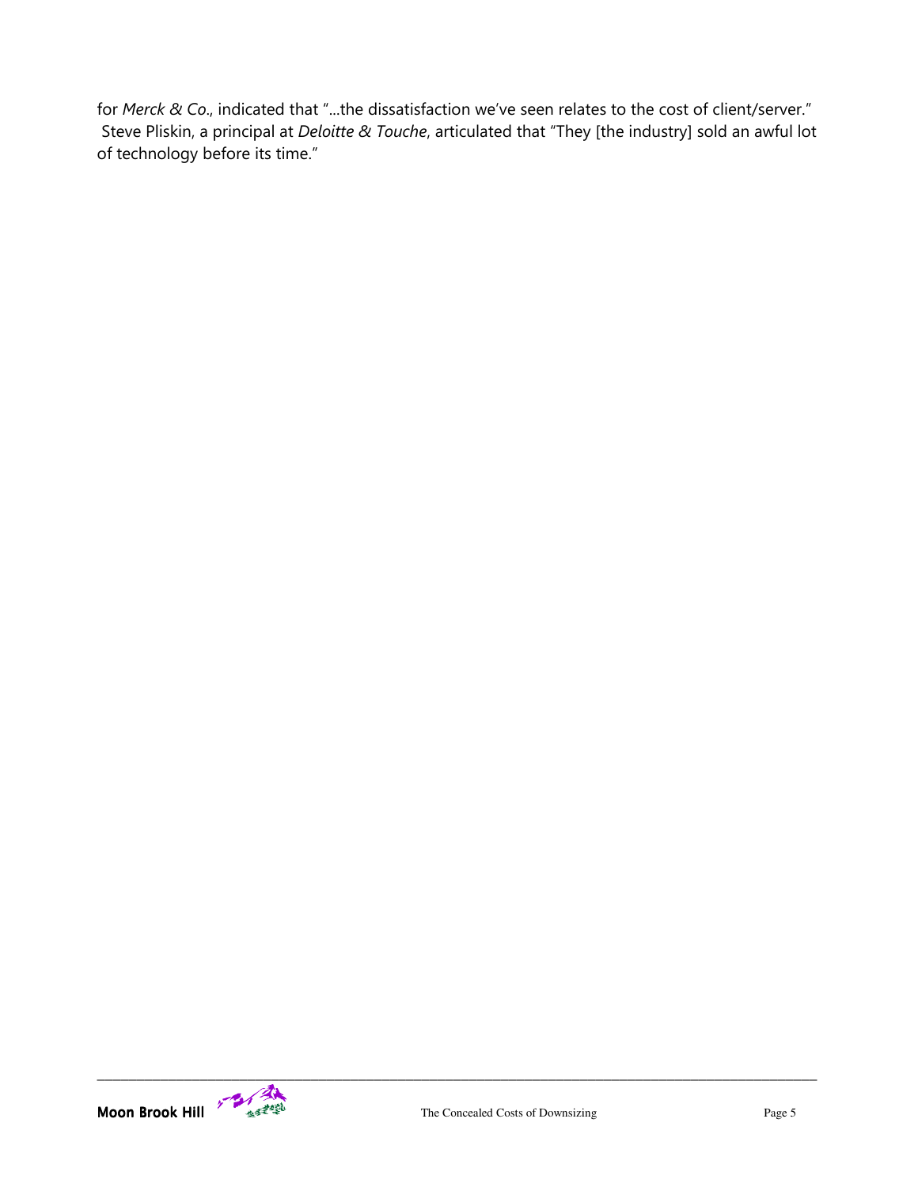for *Merck & Co*., indicated that "...the dissatisfaction we've seen relates to the cost of client/server." Steve Pliskin, a principal at *Deloitte & Touche*, articulated that "They [the industry] sold an awful lot of technology before its time."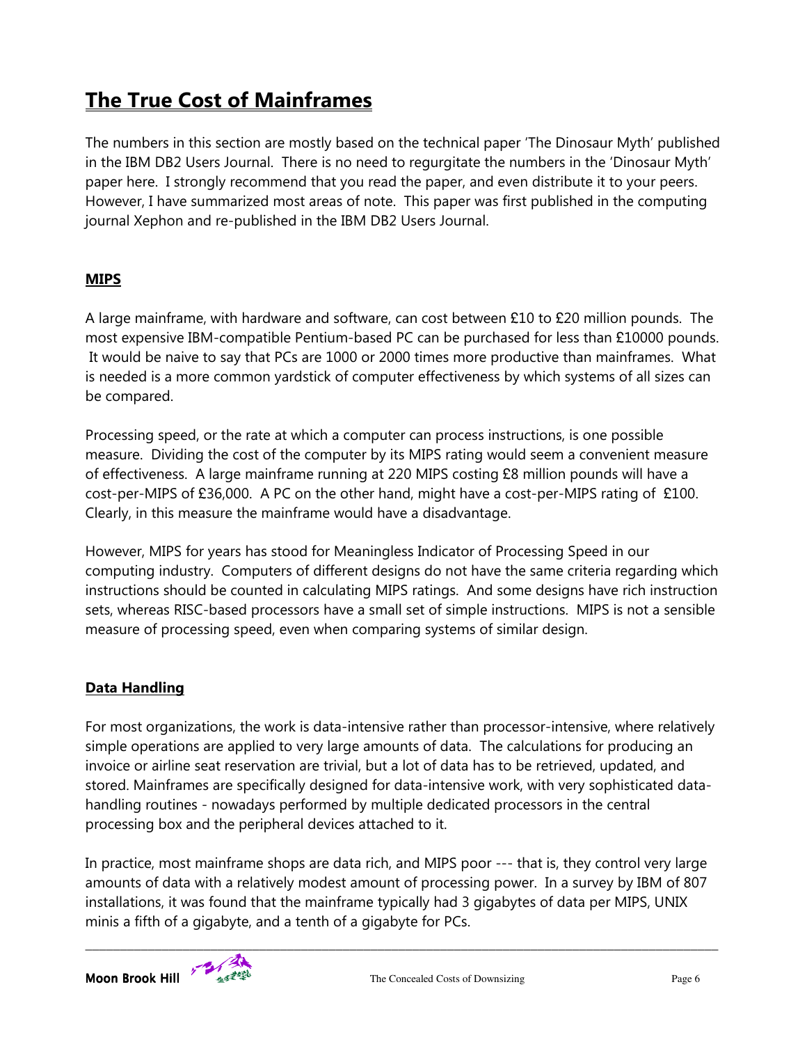# The True Cost of Mainframes

The numbers in this section are mostly based on the technical paper 'The Dinosaur Myth' published in the IBM DB2 Users Journal. There is no need to regurgitate the numbers in the 'Dinosaur Myth' paper here. I strongly recommend that you read the paper, and even distribute it to your peers. However, I have summarized most areas of note. This paper was first published in the computing journal Xephon and re-published in the IBM DB2 Users Journal.

## MIPS

A large mainframe, with hardware and software, can cost between £10 to £20 million pounds. The most expensive IBM-compatible Pentium-based PC can be purchased for less than £10000 pounds. It would be naive to say that PCs are 1000 or 2000 times more productive than mainframes. What is needed is a more common yardstick of computer effectiveness by which systems of all sizes can be compared.

Processing speed, or the rate at which a computer can process instructions, is one possible measure. Dividing the cost of the computer by its MIPS rating would seem a convenient measure of effectiveness. A large mainframe running at 220 MIPS costing £8 million pounds will have a cost-per-MIPS of £36,000. A PC on the other hand, might have a cost-per-MIPS rating of £100. Clearly, in this measure the mainframe would have a disadvantage.

However, MIPS for years has stood for Meaningless Indicator of Processing Speed in our computing industry. Computers of different designs do not have the same criteria regarding which instructions should be counted in calculating MIPS ratings. And some designs have rich instruction sets, whereas RISC-based processors have a small set of simple instructions. MIPS is not a sensible measure of processing speed, even when comparing systems of similar design.

## Data Handling

For most organizations, the work is data-intensive rather than processor-intensive, where relatively simple operations are applied to very large amounts of data. The calculations for producing an invoice or airline seat reservation are trivial, but a lot of data has to be retrieved, updated, and stored. Mainframes are specifically designed for data-intensive work, with very sophisticated data-handling routines - nowadays performed by multiple dedicated processors in the central processing box and the peripheral devices attached to it.

In practice, most mainframe shops are data rich, and MIPS poor --- that is, they control very large amounts of data with a relatively modest amount of processing power. In a survey by IBM of 807 installations, it was found that the mainframe typically had 3 gigabytes of data per MIPS, UNIX minis a fifth of a gigabyte, and a tenth of a gigabyte for PCs.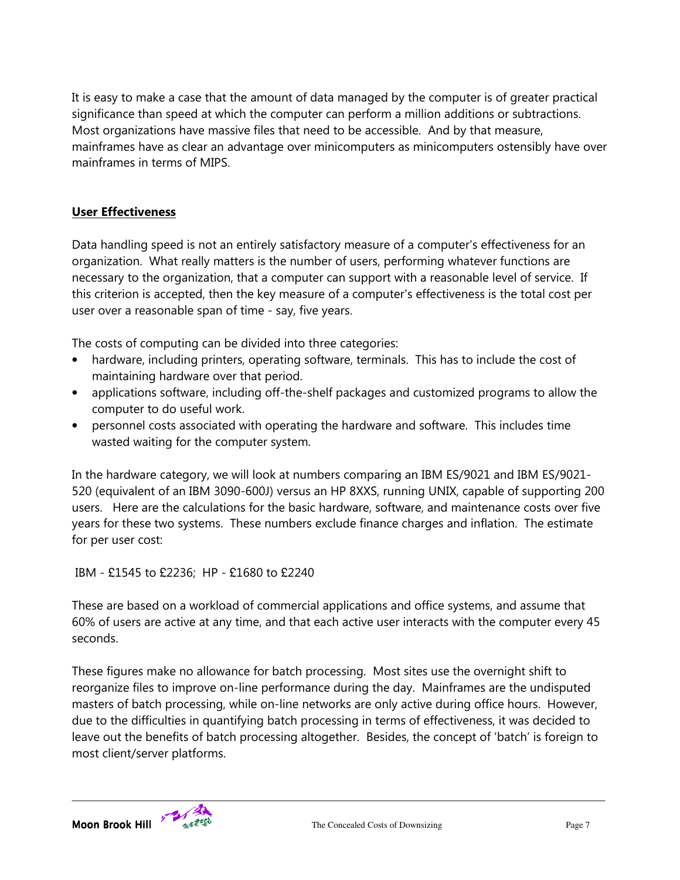It is easy to make a case that the amount of data managed by the computer is of greater practical significance than speed at which the computer can perform a million additions or subtractions. Most organizations have massive files that need to be accessible. And by that measure, mainframes have as clear an advantage over minicomputers as minicomputers ostensibly have over mainframes in terms of MIPS.

## User Effectiveness

Data handling speed is not an entirely satisfactory measure of a computer's effectiveness for an organization. What really matters is the number of users, performing whatever functions are necessary to the organization, that a computer can support with a reasonable level of service. If this criterion is accepted, then the key measure of a computer's effectiveness is the total cost per user over a reasonable span of time - say, five years.

The costs of computing can be divided into three categories:

- hardware, including printers, operating software, terminals. This has to include the cost of maintaining hardware over that period.
- applications software, including off-the-shelf packages and customized programs to allow the computer to do useful work.
- personnel costs associated with operating the hardware and software. This includes time wasted waiting for the computer system.

In the hardware category, we will look at numbers comparing an IBM ES/9021 and IBM ES/9021-520 (equivalent of an IBM 3090-600J) versus an HP 8XXS, running UNIX, capable of supporting 200 users. Here are the calculations for the basic hardware, software, and maintenance costs over five years for these two systems. These numbers exclude finance charges and inflation. The estimate for per user cost:

IBM - £1545 to £2236; HP - £1680 to £2240

These are based on a workload of commercial applications and office systems, and assume that 60% of users are active at any time, and that each active user interacts with the computer every 45 seconds.

These figures make no allowance for batch processing. Most sites use the overnight shift to reorganize files to improve on-line performance during the day. Mainframes are the undisputed masters of batch processing, while on-line networks are only active during office hours. However, due to the difficulties in quantifying batch processing in terms of effectiveness, it was decided to leave out the benefits of batch processing altogether. Besides, the concept of 'batch' is foreign to most client/server platforms.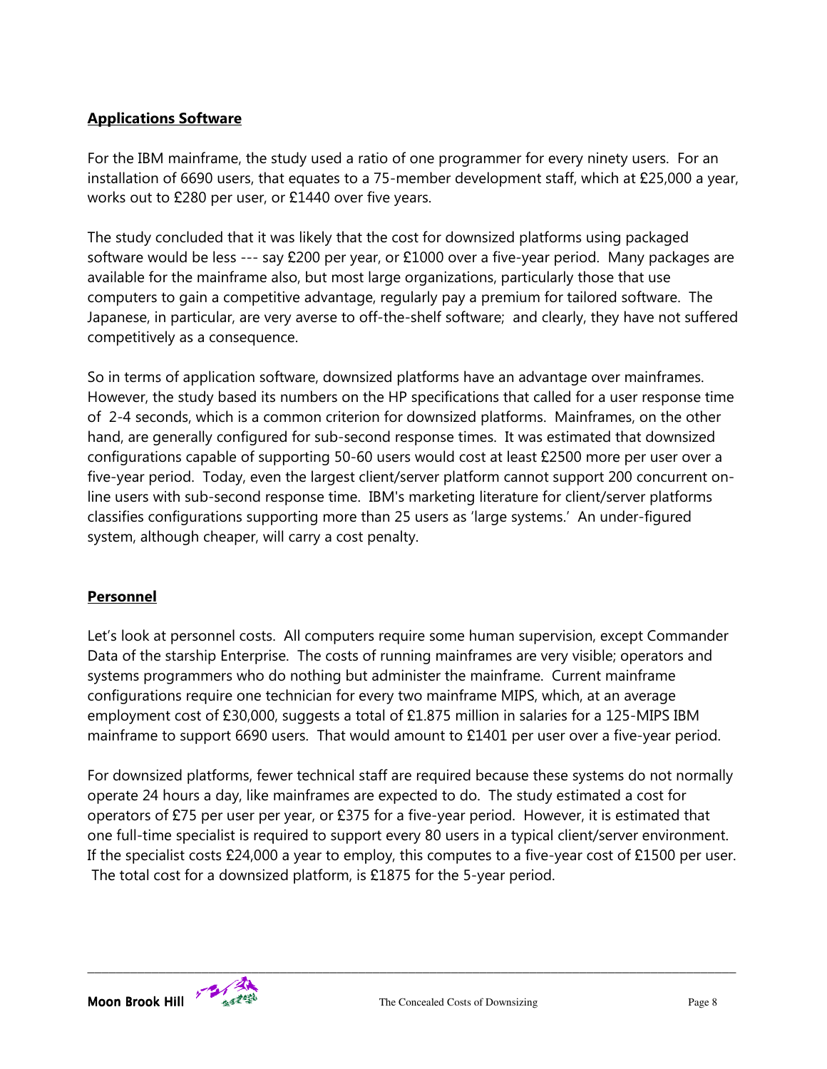## Applications Software

For the IBM mainframe, the study used a ratio of one programmer for every ninety users. For an installation of 6690 users, that equates to a 75-member development staff, which at £25,000 a year, works out to £280 per user, or £1440 over five years.

The study concluded that it was likely that the cost for downsized platforms using packaged software would be less --- say £200 per year, or £1000 over a five-year period. Many packages are available for the mainframe also, but most large organizations, particularly those that use computers to gain a competitive advantage, regularly pay a premium for tailored software. The Japanese, in particular, are very averse to off-the-shelf software; and clearly, they have not suffered competitively as a consequence.

So in terms of application software, downsized platforms have an advantage over mainframes. However, the study based its numbers on the HP specifications that called for a user response time of 2-4 seconds, which is a common criterion for downsized platforms. Mainframes, on the other hand, are generally configured for sub-second response times. It was estimated that downsized configurations capable of supporting 50-60 users would cost at least £2500 more per user over a five-year period. Today, even the largest client/server platform cannot support 200 concurrent on-line users with sub-second response time. IBM's marketing literature for client/server platforms classifies configurations supporting more than 25 users as 'large systems.' An under-figured system, although cheaper, will carry a cost penalty.

## Personnel

Let's look at personnel costs. All computers require some human supervision, except Commander Data of the starship Enterprise. The costs of running mainframes are very visible; operators and systems programmers who do nothing but administer the mainframe. Current mainframe configurations require one technician for every two mainframe MIPS, which, at an average employment cost of £30,000, suggests a total of £1.875 million in salaries for a 125-MIPS IBM mainframe to support 6690 users. That would amount to £1401 per user over a five-year period.

For downsized platforms, fewer technical staff are required because these systems do not normally operate 24 hours a day, like mainframes are expected to do. The study estimated a cost for operators of £75 per user per year, or £375 for a five-year period. However, it is estimated that one full-time specialist is required to support every 80 users in a typical client/server environment. If the specialist costs £24,000 a year to employ, this computes to a five-year cost of £1500 per user. The total cost for a downsized platform, is £1875 for the 5-year period.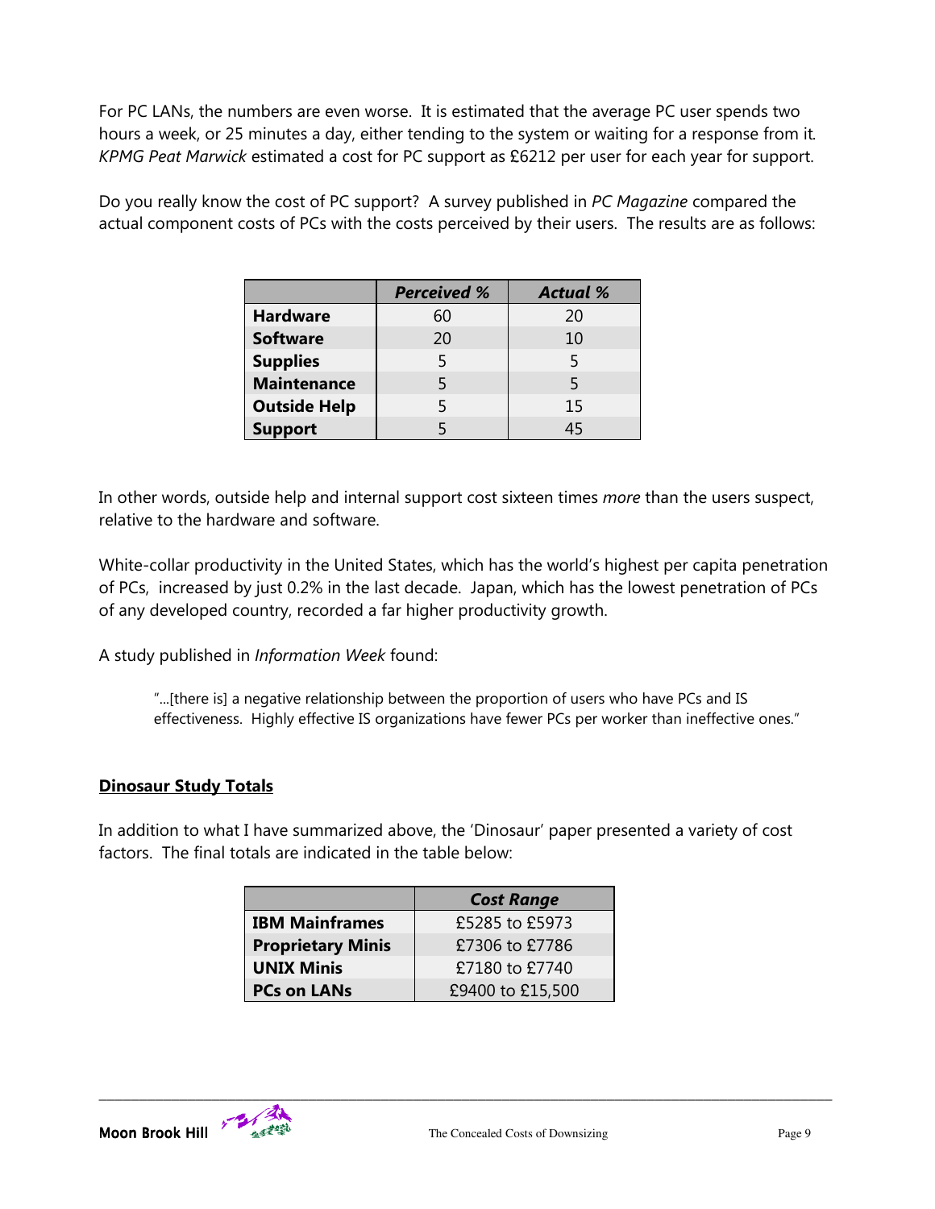For PC LANs, the numbers are even worse. It is estimated that the average PC user spends two hours a week, or 25 minutes a day, either tending to the system or waiting for a response from it. *KPMG Peat Marwick* estimated a cost for PC support as £6212 per user for each year for support.

Do you really know the cost of PC support? A survey published in *PC Magazine* compared the actual component costs of PCs with the costs perceived by their users. The results are as follows:

| | *Perceived %* | *Actual %* |
|---|---|---|
| **Hardware** | 60 | 20 |
| **Software** | 20 | 10 |
| **Supplies** | 5 | 5 |
| **Maintenance** | 5 | 5 |
| **Outside Help** | 5 | 15 |
| **Support** | 5 | 45 |

In other words, outside help and internal support cost sixteen times *more* than the users suspect, relative to the hardware and software.

White-collar productivity in the United States, which has the world's highest per capita penetration of PCs, increased by just 0.2% in the last decade. Japan, which has the lowest penetration of PCs of any developed country, recorded a far higher productivity growth.

A study published in *Information Week* found:

> "...[there is] a negative relationship between the proportion of users who have PCs and IS effectiveness. Highly effective IS organizations have fewer PCs per worker than ineffective ones."

## Dinosaur Study Totals

In addition to what I have summarized above, the 'Dinosaur' paper presented a variety of cost factors. The final totals are indicated in the table below:

| | *Cost Range* |
|---|---|
| **IBM Mainframes** | £5285 to £5973 |
| **Proprietary Minis** | £7306 to £7786 |
| **UNIX Minis** | £7180 to £7740 |
| **PCs on LANs** | £9400 to £15,500 |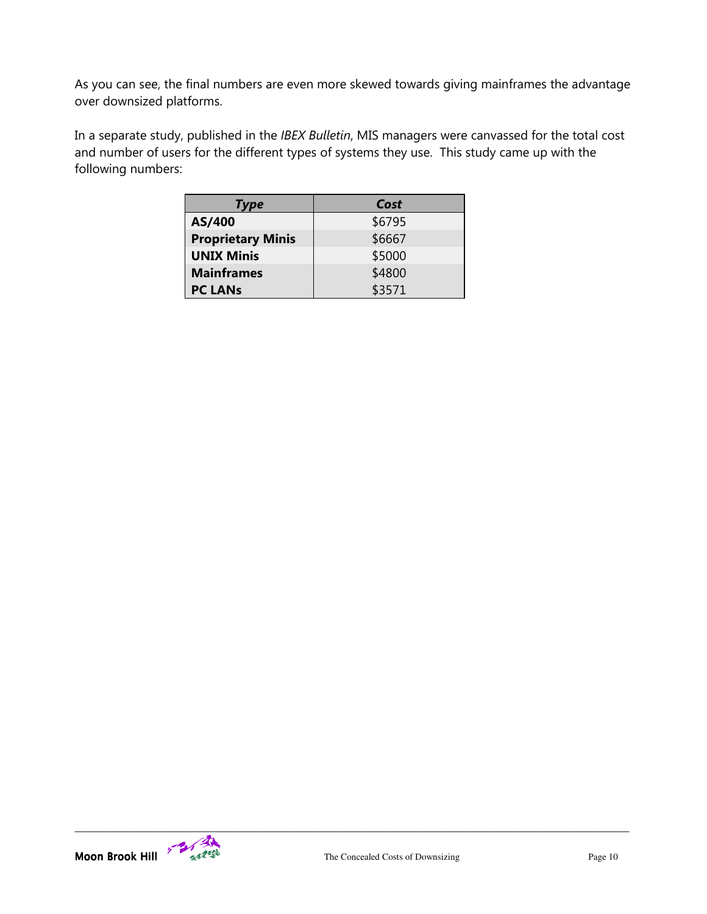As you can see, the final numbers are even more skewed towards giving mainframes the advantage over downsized platforms.

In a separate study, published in the *IBEX Bulletin*, MIS managers were canvassed for the total cost and number of users for the different types of systems they use. This study came up with the following numbers:

| ***Type*** | ***Cost*** |
|---|---|
| **AS/400** | $6795 |
| **Proprietary Minis** | $6667 |
| **UNIX Minis** | $5000 |
| **Mainframes** | $4800 |
| **PC LANs** | $3571 |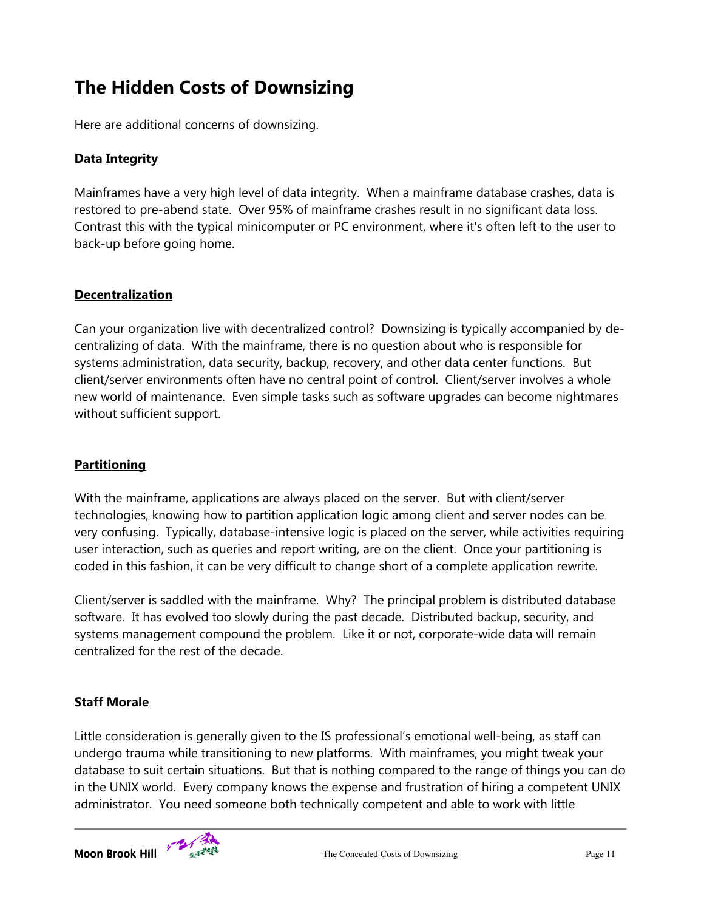# The Hidden Costs of Downsizing

Here are additional concerns of downsizing.

## Data Integrity

Mainframes have a very high level of data integrity. When a mainframe database crashes, data is restored to pre-abend state. Over 95% of mainframe crashes result in no significant data loss. Contrast this with the typical minicomputer or PC environment, where it's often left to the user to back-up before going home.

## Decentralization

Can your organization live with decentralized control? Downsizing is typically accompanied by de-centralizing of data. With the mainframe, there is no question about who is responsible for systems administration, data security, backup, recovery, and other data center functions. But client/server environments often have no central point of control. Client/server involves a whole new world of maintenance. Even simple tasks such as software upgrades can become nightmares without sufficient support.

## Partitioning

With the mainframe, applications are always placed on the server. But with client/server technologies, knowing how to partition application logic among client and server nodes can be very confusing. Typically, database-intensive logic is placed on the server, while activities requiring user interaction, such as queries and report writing, are on the client. Once your partitioning is coded in this fashion, it can be very difficult to change short of a complete application rewrite.

Client/server is saddled with the mainframe. Why? The principal problem is distributed database software. It has evolved too slowly during the past decade. Distributed backup, security, and systems management compound the problem. Like it or not, corporate-wide data will remain centralized for the rest of the decade.

## Staff Morale

Little consideration is generally given to the IS professional's emotional well-being, as staff can undergo trauma while transitioning to new platforms. With mainframes, you might tweak your database to suit certain situations. But that is nothing compared to the range of things you can do in the UNIX world. Every company knows the expense and frustration of hiring a competent UNIX administrator. You need someone both technically competent and able to work with little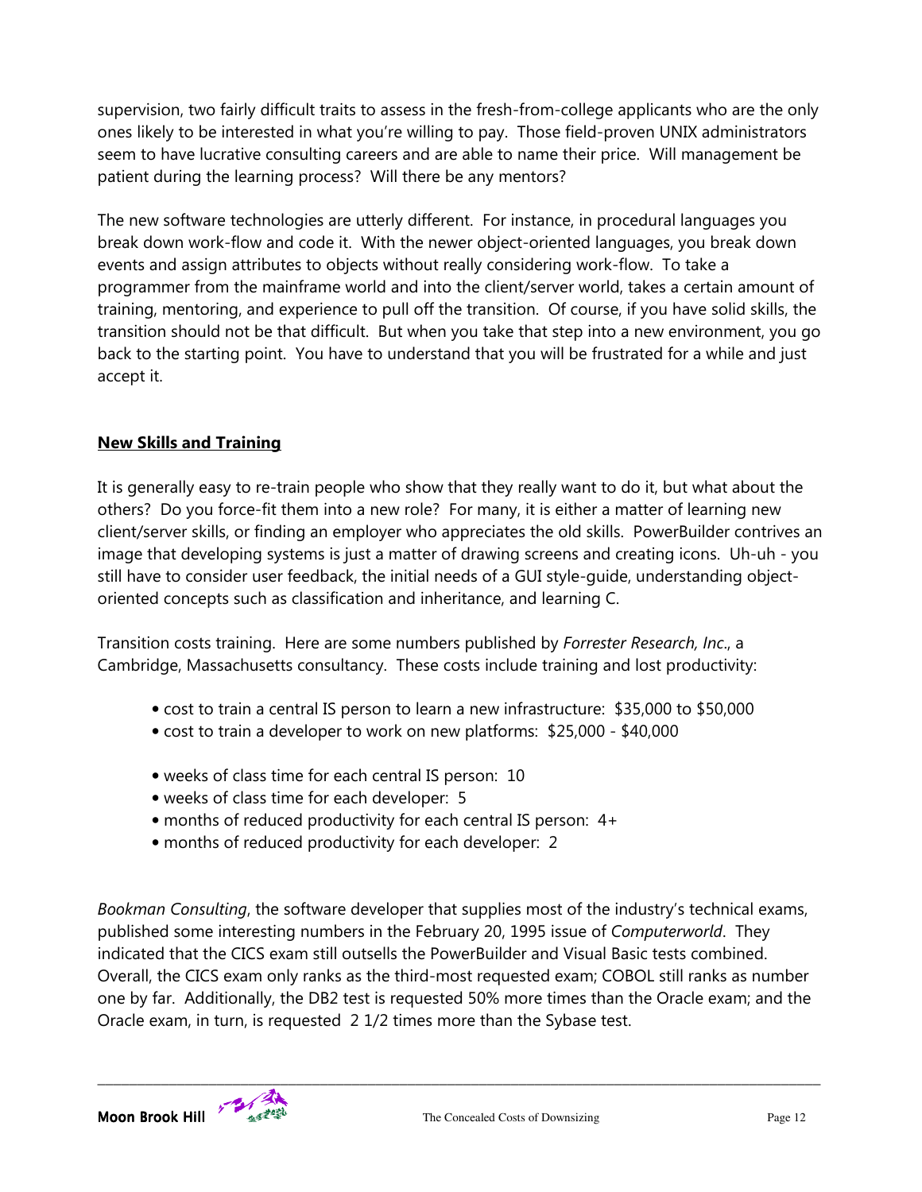supervision, two fairly difficult traits to assess in the fresh-from-college applicants who are the only ones likely to be interested in what you're willing to pay. Those field-proven UNIX administrators seem to have lucrative consulting careers and are able to name their price. Will management be patient during the learning process? Will there be any mentors?

The new software technologies are utterly different. For instance, in procedural languages you break down work-flow and code it. With the newer object-oriented languages, you break down events and assign attributes to objects without really considering work-flow. To take a programmer from the mainframe world and into the client/server world, takes a certain amount of training, mentoring, and experience to pull off the transition. Of course, if you have solid skills, the transition should not be that difficult. But when you take that step into a new environment, you go back to the starting point. You have to understand that you will be frustrated for a while and just accept it.

## New Skills and Training

It is generally easy to re-train people who show that they really want to do it, but what about the others? Do you force-fit them into a new role? For many, it is either a matter of learning new client/server skills, or finding an employer who appreciates the old skills. PowerBuilder contrives an image that developing systems is just a matter of drawing screens and creating icons. Uh-uh - you still have to consider user feedback, the initial needs of a GUI style-guide, understanding object-oriented concepts such as classification and inheritance, and learning C.

Transition costs training. Here are some numbers published by *Forrester Research, Inc*., a Cambridge, Massachusetts consultancy. These costs include training and lost productivity:

- cost to train a central IS person to learn a new infrastructure: $35,000 to $50,000
- cost to train a developer to work on new platforms: $25,000 - $40,000

- weeks of class time for each central IS person: 10
- weeks of class time for each developer: 5
- months of reduced productivity for each central IS person: 4+
- months of reduced productivity for each developer: 2

*Bookman Consulting*, the software developer that supplies most of the industry's technical exams, published some interesting numbers in the February 20, 1995 issue of *Computerworld*. They indicated that the CICS exam still outsells the PowerBuilder and Visual Basic tests combined. Overall, the CICS exam only ranks as the third-most requested exam; COBOL still ranks as number one by far. Additionally, the DB2 test is requested 50% more times than the Oracle exam; and the Oracle exam, in turn, is requested 2 1/2 times more than the Sybase test.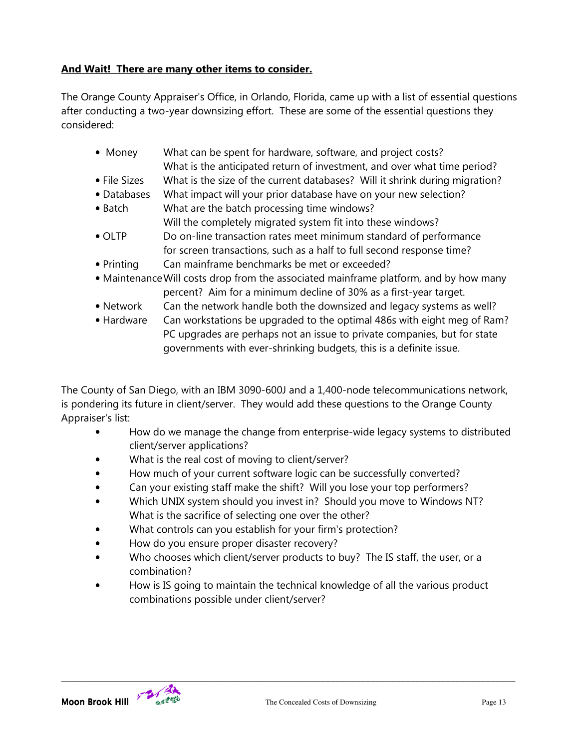**<u>And Wait!  There are many other items to consider.</u>**

The Orange County Appraiser's Office, in Orlando, Florida, came up with a list of essential questions after conducting a two-year downsizing effort.  These are some of the essential questions they considered:

- Money — What can be spent for hardware, software, and project costs? What is the anticipated return of investment, and over what time period?
- File Sizes — What is the size of the current databases?  Will it shrink during migration?
- Databases — What impact will your prior database have on your new selection?
- Batch — What are the batch processing time windows? Will the completely migrated system fit into these windows?
- OLTP — Do on-line transaction rates meet minimum standard of performance for screen transactions, such as a half to full second response time?
- Printing — Can mainframe benchmarks be met or exceeded?
- Maintenance — Will costs drop from the associated mainframe platform, and by how many percent?  Aim for a minimum decline of 30% as a first-year target.
- Network — Can the network handle both the downsized and legacy systems as well?
- Hardware — Can workstations be upgraded to the optimal 486s with eight meg of Ram? PC upgrades are perhaps not an issue to private companies, but for state governments with ever-shrinking budgets, this is a definite issue.

The County of San Diego, with an IBM 3090-600J and a 1,400-node telecommunications network, is pondering its future in client/server.  They would add these questions to the Orange County Appraiser's list:

- How do we manage the change from enterprise-wide legacy systems to distributed client/server applications?
- What is the real cost of moving to client/server?
- How much of your current software logic can be successfully converted?
- Can your existing staff make the shift?  Will you lose your top performers?
- Which UNIX system should you invest in?  Should you move to Windows NT? What is the sacrifice of selecting one over the other?
- What controls can you establish for your firm's protection?
- How do you ensure proper disaster recovery?
- Who chooses which client/server products to buy?  The IS staff, the user, or a combination?
- How is IS going to maintain the technical knowledge of all the various product combinations possible under client/server?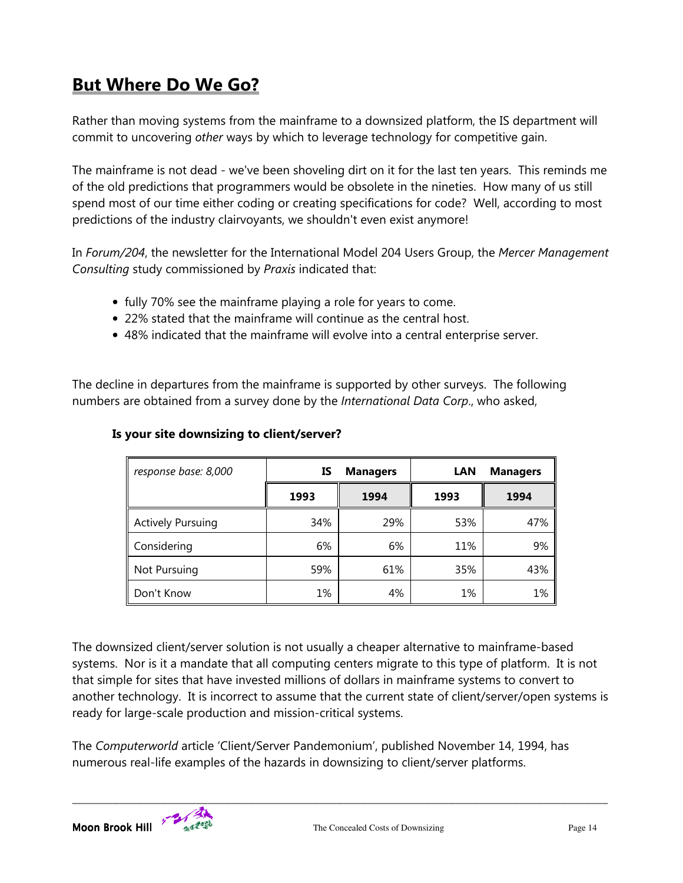## But Where Do We Go?

Rather than moving systems from the mainframe to a downsized platform, the IS department will commit to uncovering *other* ways by which to leverage technology for competitive gain.

The mainframe is not dead - we've been shoveling dirt on it for the last ten years. This reminds me of the old predictions that programmers would be obsolete in the nineties. How many of us still spend most of our time either coding or creating specifications for code? Well, according to most predictions of the industry clairvoyants, we shouldn't even exist anymore!

In *Forum/204*, the newsletter for the International Model 204 Users Group, the *Mercer Management Consulting* study commissioned by *Praxis* indicated that:

- fully 70% see the mainframe playing a role for years to come.
- 22% stated that the mainframe will continue as the central host.
- 48% indicated that the mainframe will evolve into a central enterprise server.

The decline in departures from the mainframe is supported by other surveys. The following numbers are obtained from a survey done by the *International Data Corp*., who asked,

**Is your site downsizing to client/server?**

| *response base: 8,000* | **IS Managers** | | **LAN Managers** | |
|---|---|---|---|---|
| | **1993** | **1994** | **1993** | **1994** |
| Actively Pursuing | 34% | 29% | 53% | 47% |
| Considering | 6% | 6% | 11% | 9% |
| Not Pursuing | 59% | 61% | 35% | 43% |
| Don't Know | 1% | 4% | 1% | 1% |

The downsized client/server solution is not usually a cheaper alternative to mainframe-based systems. Nor is it a mandate that all computing centers migrate to this type of platform. It is not that simple for sites that have invested millions of dollars in mainframe systems to convert to another technology. It is incorrect to assume that the current state of client/server/open systems is ready for large-scale production and mission-critical systems.

The *Computerworld* article 'Client/Server Pandemonium', published November 14, 1994, has numerous real-life examples of the hazards in downsizing to client/server platforms.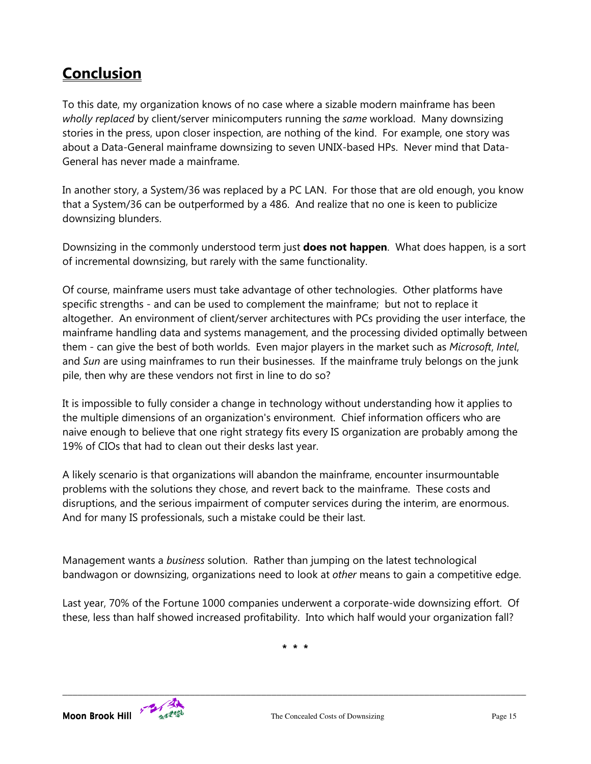## Conclusion

To this date, my organization knows of no case where a sizable modern mainframe has been *wholly replaced* by client/server minicomputers running the *same* workload. Many downsizing stories in the press, upon closer inspection, are nothing of the kind. For example, one story was about a Data-General mainframe downsizing to seven UNIX-based HPs. Never mind that Data-General has never made a mainframe.

In another story, a System/36 was replaced by a PC LAN. For those that are old enough, you know that a System/36 can be outperformed by a 486. And realize that no one is keen to publicize downsizing blunders.

Downsizing in the commonly understood term just **does not happen**. What does happen, is a sort of incremental downsizing, but rarely with the same functionality.

Of course, mainframe users must take advantage of other technologies. Other platforms have specific strengths - and can be used to complement the mainframe; but not to replace it altogether. An environment of client/server architectures with PCs providing the user interface, the mainframe handling data and systems management, and the processing divided optimally between them - can give the best of both worlds. Even major players in the market such as *Microsoft*, *Intel*, and *Sun* are using mainframes to run their businesses. If the mainframe truly belongs on the junk pile, then why are these vendors not first in line to do so?

It is impossible to fully consider a change in technology without understanding how it applies to the multiple dimensions of an organization's environment. Chief information officers who are naive enough to believe that one right strategy fits every IS organization are probably among the 19% of CIOs that had to clean out their desks last year.

A likely scenario is that organizations will abandon the mainframe, encounter insurmountable problems with the solutions they chose, and revert back to the mainframe. These costs and disruptions, and the serious impairment of computer services during the interim, are enormous. And for many IS professionals, such a mistake could be their last.

Management wants a *business* solution. Rather than jumping on the latest technological bandwagon or downsizing, organizations need to look at *other* means to gain a competitive edge.

Last year, 70% of the Fortune 1000 companies underwent a corporate-wide downsizing effort. Of these, less than half showed increased profitability. Into which half would your organization fall?

\* \* \*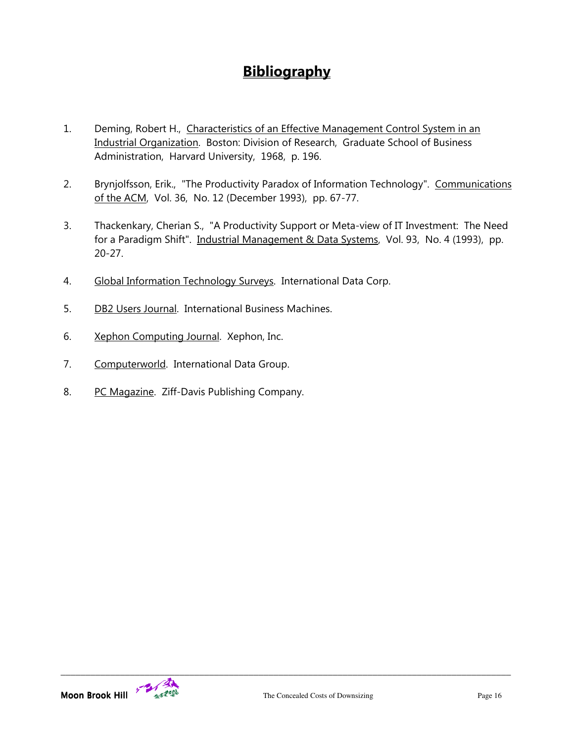# Bibliography

1. Deming, Robert H., Characteristics of an Effective Management Control System in an Industrial Organization. Boston: Division of Research, Graduate School of Business Administration, Harvard University, 1968, p. 196.

2. Brynjolfsson, Erik., "The Productivity Paradox of Information Technology". Communications of the ACM, Vol. 36, No. 12 (December 1993), pp. 67-77.

3. Thackenkary, Cherian S., "A Productivity Support or Meta-view of IT Investment: The Need for a Paradigm Shift". Industrial Management & Data Systems, Vol. 93, No. 4 (1993), pp. 20-27.

4. Global Information Technology Surveys. International Data Corp.

5. DB2 Users Journal. International Business Machines.

6. Xephon Computing Journal. Xephon, Inc.

7. Computerworld. International Data Group.

8. PC Magazine. Ziff-Davis Publishing Company.